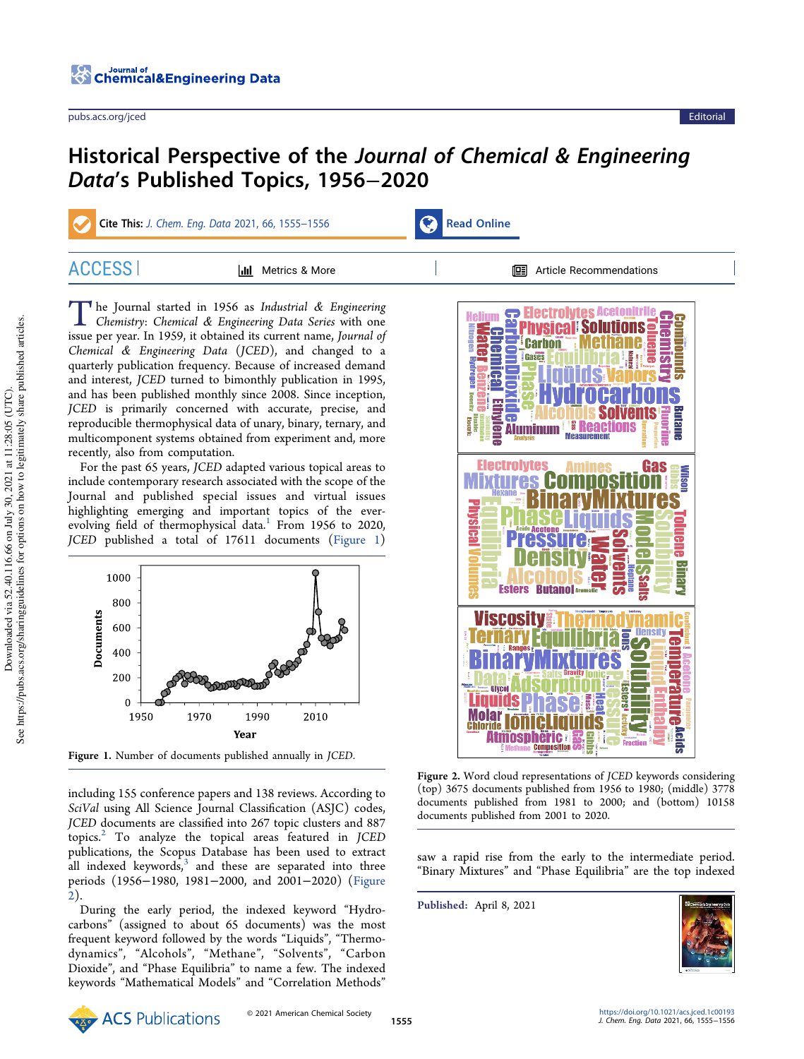Editorial

# Historical Perspective of the *Journal of Chemical & Engineering Data*'s Published Topics, 1956−2020

**Cite This:** *J. Chem. Eng. Data* 2021, 66, 1555−1556

The Journal started in 1956 as *Industrial & Engineering Chemistry: Chemical & Engineering Data Series* with one issue per year. In 1959, it obtained its current name, *Journal of Chemical & Engineering Data* (*JCED*), and changed to a quarterly publication frequency. Because of increased demand and interest, *JCED* turned to bimonthly publication in 1995, and has been published monthly since 2008. Since inception, *JCED* is primarily concerned with accurate, precise, and reproducible thermophysical data of unary, binary, ternary, and multicomponent systems obtained from experiment and, more recently, also from computation.

For the past 65 years, *JCED* adapted various topical areas to include contemporary research associated with the scope of the Journal and published special issues and virtual issues highlighting emerging and important topics of the ever-evolving field of thermophysical data.[1] From 1956 to 2020, *JCED* published a total of 17611 documents (Figure 1) including 155 conference papers and 138 reviews. According to *SciVal* using All Science Journal Classification (ASJC) codes, *JCED* documents are classified into 267 topic clusters and 887 topics.[2] To analyze the topical areas featured in *JCED* publications, the Scopus Database has been used to extract all indexed keywords,[3] and these are separated into three periods (1956−1980, 1981−2000, and 2001−2020) (Figure 2).

**Figure 1.** Number of documents published annually in *JCED*.

During the early period, the indexed keyword "Hydrocarbons" (assigned to about 65 documents) was the most frequent keyword followed by the words "Liquids", "Thermodynamics", "Alcohols", "Methane", "Solvents", "Carbon Dioxide", and "Phase Equilibria" to name a few. The indexed keywords "Mathematical Models" and "Correlation Methods" saw a rapid rise from the early to the intermediate period. "Binary Mixtures" and "Phase Equilibria" are the top indexed

**Figure 2.** Word cloud representations of *JCED* keywords considering (top) 3675 documents published from 1956 to 1980; (middle) 3778 documents published from 1981 to 2000; and (bottom) 10158 documents published from 2001 to 2020.

**Published:** April 8, 2021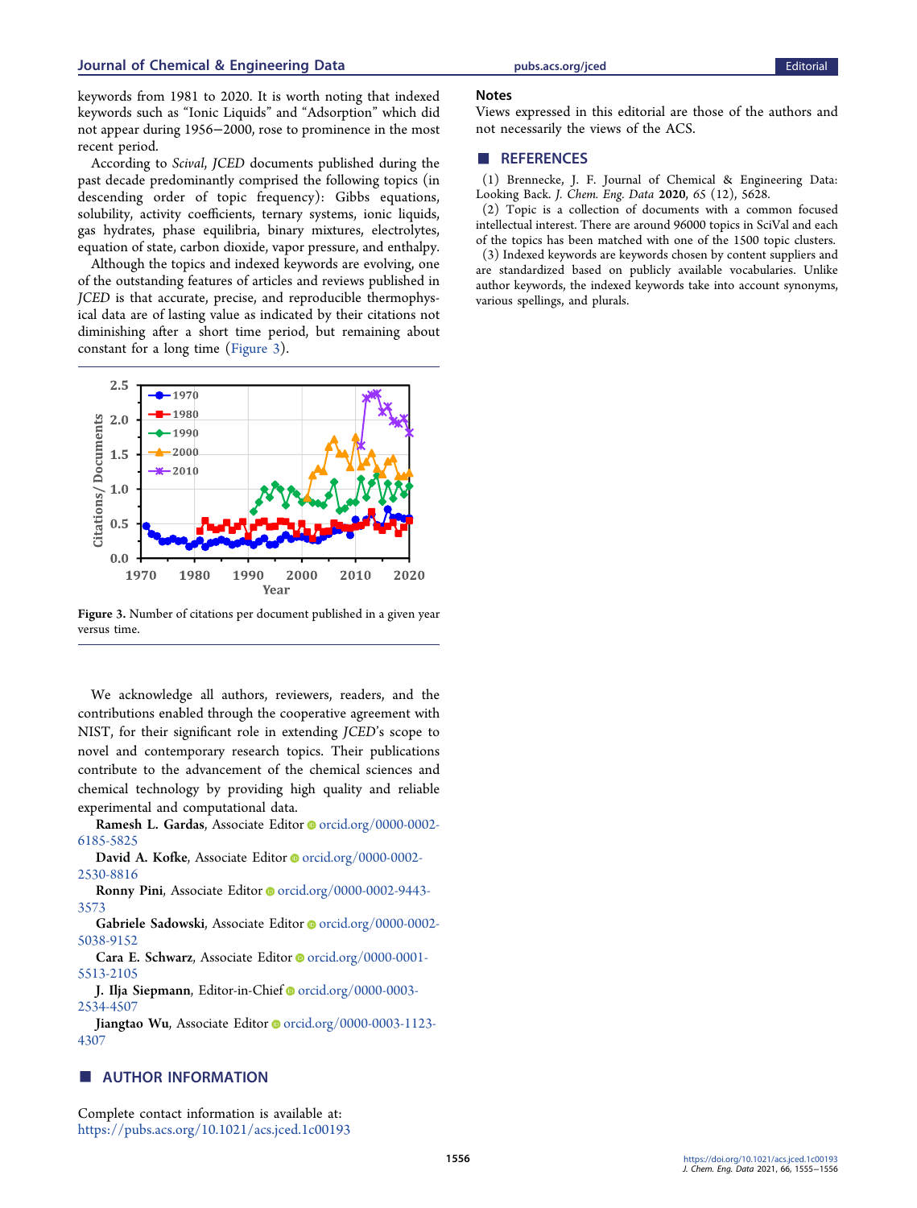keywords from 1981 to 2020. It is worth noting that indexed keywords such as "Ionic Liquids" and "Adsorption" which did not appear during 1956−2000, rose to prominence in the most recent period.

According to *Scival*, *JCED* documents published during the past decade predominantly comprised the following topics (in descending order of topic frequency): Gibbs equations, solubility, activity coefficients, ternary systems, ionic liquids, gas hydrates, phase equilibria, binary mixtures, electrolytes, equation of state, carbon dioxide, vapor pressure, and enthalpy.

Although the topics and indexed keywords are evolving, one of the outstanding features of articles and reviews published in *JCED* is that accurate, precise, and reproducible thermophysical data are of lasting value as indicated by their citations not diminishing after a short time period, but remaining about constant for a long time (Figure 3).

2.5
2.0
1.5
1.0
0.5
0.0
Citations/ Documents
1970
1980
1990
2000
2010
1970 1980 1990 2000 2010 2020
Year

**Figure 3.** Number of citations per document published in a given year versus time.

We acknowledge all authors, reviewers, readers, and the contributions enabled through the cooperative agreement with NIST, for their significant role in extending *JCED*'s scope to novel and contemporary research topics. Their publications contribute to the advancement of the chemical sciences and chemical technology by providing high quality and reliable experimental and computational data.

**Ramesh L. Gardas**, Associate Editor orcid.org/0000-0002-6185-5825

**David A. Kofke**, Associate Editor orcid.org/0000-0002-2530-8816

**Ronny Pini**, Associate Editor orcid.org/0000-0002-9443-3573

**Gabriele Sadowski**, Associate Editor orcid.org/0000-0002-5038-9152

**Cara E. Schwarz**, Associate Editor orcid.org/0000-0001-5513-2105

**J. Ilja Siepmann**, Editor-in-Chief orcid.org/0000-0003-2534-4507

**Jiangtao Wu**, Associate Editor orcid.org/0000-0003-1123-4307

## AUTHOR INFORMATION

Complete contact information is available at: https://pubs.acs.org/10.1021/acs.jced.1c00193

### Notes

Views expressed in this editorial are those of the authors and not necessarily the views of the ACS.

## REFERENCES

(1) Brennecke, J. F. Journal of Chemical & Engineering Data: Looking Back. *J. Chem. Eng. Data* **2020**, *65* (12), 5628.

(2) Topic is a collection of documents with a common focused intellectual interest. There are around 96000 topics in SciVal and each of the topics has been matched with one of the 1500 topic clusters.

(3) Indexed keywords are keywords chosen by content suppliers and are standardized based on publicly available vocabularies. Unlike author keywords, the indexed keywords take into account synonyms, various spellings, and plurals.